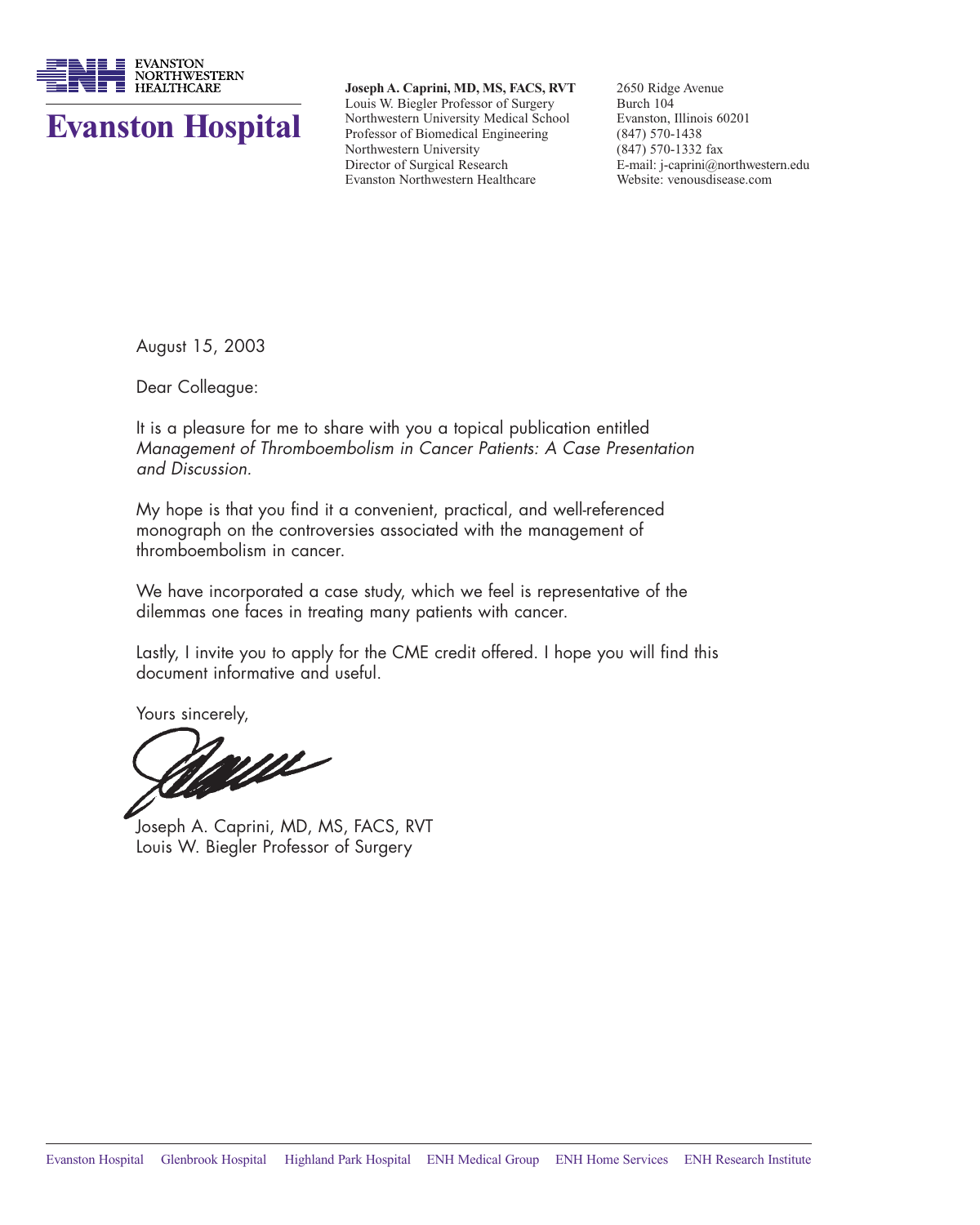EVANSTON NORTHWESTERN HEALTHCARE

# Evanston Hospital

**Joseph A. Caprini, MD, MS, FACS, RVT**
Louis W. Biegler Professor of Surgery
Northwestern University Medical School
Professor of Biomedical Engineering
Northwestern University
Director of Surgical Research
Evanston Northwestern Healthcare

2650 Ridge Avenue
Burch 104
Evanston, Illinois 60201
(847) 570-1438
(847) 570-1332 fax
E-mail: j-caprini@northwestern.edu
Website: venousdisease.com

August 15, 2003

Dear Colleague:

It is a pleasure for me to share with you a topical publication entitled *Management of Thromboembolism in Cancer Patients: A Case Presentation and Discussion*.

My hope is that you find it a convenient, practical, and well-referenced monograph on the controversies associated with the management of thromboembolism in cancer.

We have incorporated a case study, which we feel is representative of the dilemmas one faces in treating many patients with cancer.

Lastly, I invite you to apply for the CME credit offered. I hope you will find this document informative and useful.

Yours sincerely,

Joseph A. Caprini, MD, MS, FACS, RVT
Louis W. Biegler Professor of Surgery

Evanston Hospital   Glenbrook Hospital   Highland Park Hospital   ENH Medical Group   ENH Home Services   ENH Research Institute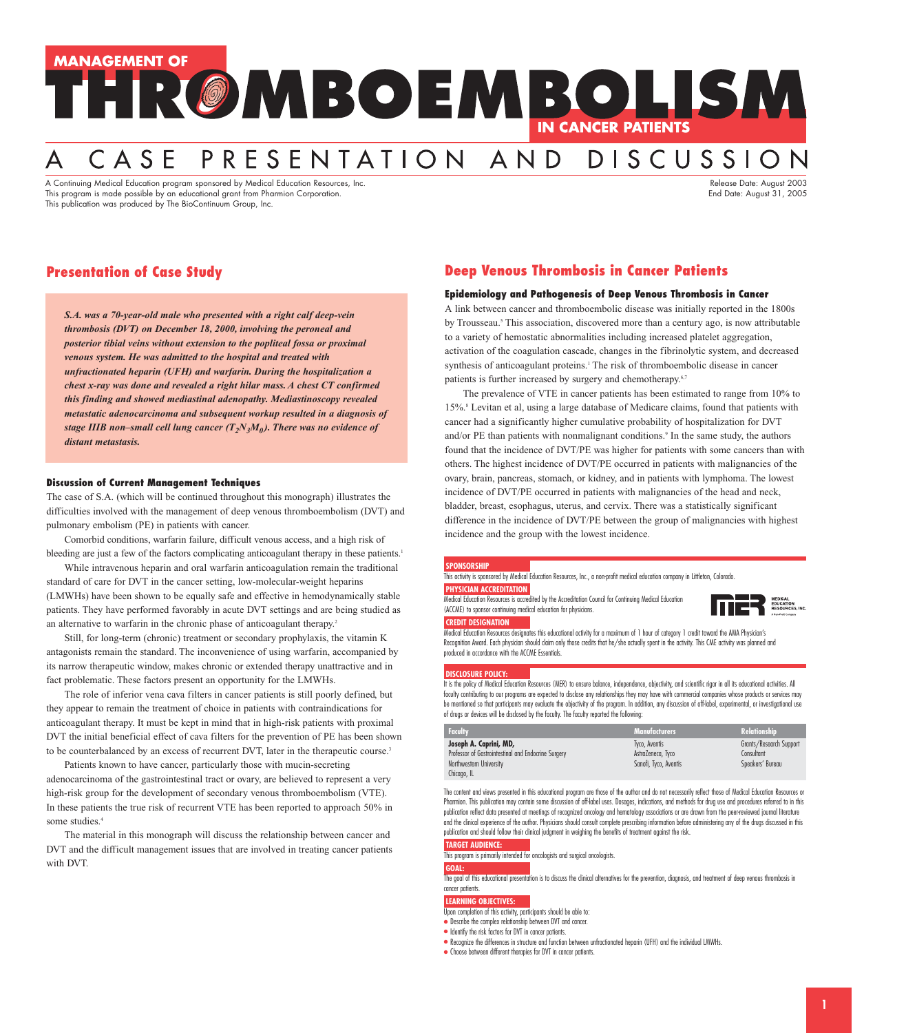# MANAGEMENT OF THROMBOEMBOLISM IN CANCER PATIENTS

# A CASE PRESENTATION AND DISCUSSION

A Continuing Medical Education program sponsored by Medical Education Resources, Inc.
This program is made possible by an educational grant from Pharmion Corporation.
This publication was produced by The BioContinuum Group, Inc.

Release Date: August 2003
End Date: August 31, 2005

## Presentation of Case Study

***S.A. was a 70-year-old male who presented with a right calf deep-vein thrombosis (DVT) on December 18, 2000, involving the peroneal and posterior tibial veins without extension to the popliteal fossa or proximal venous system. He was admitted to the hospital and treated with unfractionated heparin (UFH) and warfarin. During the hospitalization a chest x-ray was done and revealed a right hilar mass. A chest CT confirmed this finding and showed mediastinal adenopathy. Mediastinoscopy revealed metastatic adenocarcinoma and subsequent workup resulted in a diagnosis of stage IIIB non–small cell lung cancer ($T_2N_3M_0$). There was no evidence of distant metastasis.***

### Discussion of Current Management Techniques

The case of S.A. (which will be continued throughout this monograph) illustrates the difficulties involved with the management of deep venous thromboembolism (DVT) and pulmonary embolism (PE) in patients with cancer.

Comorbid conditions, warfarin failure, difficult venous access, and a high risk of bleeding are just a few of the factors complicating anticoagulant therapy in these patients.[1]

While intravenous heparin and oral warfarin anticoagulation remain the traditional standard of care for DVT in the cancer setting, low-molecular-weight heparins (LMWHs) have been shown to be equally safe and effective in hemodynamically stable patients. They have performed favorably in acute DVT settings and are being studied as an alternative to warfarin in the chronic phase of anticoagulant therapy.[2]

Still, for long-term (chronic) treatment or secondary prophylaxis, the vitamin K antagonists remain the standard. The inconvenience of using warfarin, accompanied by its narrow therapeutic window, makes chronic or extended therapy unattractive and in fact problematic. These factors present an opportunity for the LMWHs.

The role of inferior vena cava filters in cancer patients is still poorly defined, but they appear to remain the treatment of choice in patients with contraindications for anticoagulant therapy. It must be kept in mind that in high-risk patients with proximal DVT the initial beneficial effect of cava filters for the prevention of PE has been shown to be counterbalanced by an excess of recurrent DVT, later in the therapeutic course.[3]

Patients known to have cancer, particularly those with mucin-secreting adenocarcinoma of the gastrointestinal tract or ovary, are believed to represent a very high-risk group for the development of secondary venous thromboembolism (VTE). In these patients the true risk of recurrent VTE has been reported to approach 50% in some studies.[4]

The material in this monograph will discuss the relationship between cancer and DVT and the difficult management issues that are involved in treating cancer patients with DVT.

## Deep Venous Thrombosis in Cancer Patients

### Epidemiology and Pathogenesis of Deep Venous Thrombosis in Cancer

A link between cancer and thromboembolic disease was initially reported in the 1800s by Trousseau.[5] This association, discovered more than a century ago, is now attributable to a variety of hemostatic abnormalities including increased platelet aggregation, activation of the coagulation cascade, changes in the fibrinolytic system, and decreased synthesis of anticoagulant proteins.[1] The risk of thromboembolic disease in cancer patients is further increased by surgery and chemotherapy.[6,7]

The prevalence of VTE in cancer patients has been estimated to range from 10% to 15%.[8] Levitan et al, using a large database of Medicare claims, found that patients with cancer had a significantly higher cumulative probability of hospitalization for DVT and/or PE than patients with nonmalignant conditions.[9] In the same study, the authors found that the incidence of DVT/PE was higher for patients with some cancers than with others. The highest incidence of DVT/PE occurred in patients with malignancies of the ovary, brain, pancreas, stomach, or kidney, and in patients with lymphoma. The lowest incidence of DVT/PE occurred in patients with malignancies of the head and neck, bladder, breast, esophagus, uterus, and cervix. There was a statistically significant difference in the incidence of DVT/PE between the group of malignancies with highest incidence and the group with the lowest incidence.

**SPONSORSHIP**

This activity is sponsored by Medical Education Resources, Inc., a non-profit medical education company in Littleton, Colorado.

**PHYSICIAN ACCREDITATION**

Medical Education Resources is accredited by the Accreditation Council for Continuing Medical Education (ACCME) to sponsor continuing medical education for physicians.

**CREDIT DESIGNATION**

Medical Education Resources designates this educational activity for a maximum of 1 hour of category 1 credit toward the AMA Physician's Recognition Award. Each physician should claim only those credits that he/she actually spent in the activity. This CME activity was planned and produced in accordance with the ACCME Essentials.

**DISCLOSURE POLICY:**

It is the policy of Medical Education Resources (MER) to ensure balance, independence, objectivity, and scientific rigor in all its educational activities. All faculty contributing to our programs are expected to disclose any relationships they may have with commercial companies whose products or services may be mentioned so that participants may evaluate the objectivity of the program. In addition, any discussion of off-label, experimental, or investigational use of drugs or devices will be disclosed by the faculty. The faculty reported the following:

| Faculty | Manufacturers | Relationship |
|---|---|---|
| **Joseph A. Caprini, MD,** Professor of Gastrointestinal and Endocrine Surgery, Northwestern University, Chicago, IL | Tyco, Aventis | Grants/Research Support |
| | AstraZeneca, Tyco | Consultant |
| | Sanofi, Tyco, Aventis | Speakers' Bureau |

The content and views presented in this educational program are those of the author and do not necessarily reflect those of Medical Education Resources or Pharmion. This publication may contain some discussion of off-label uses. Dosages, indications, and methods for drug use and procedures referred to in this publication reflect data presented at meetings of recognized oncology and hematology associations or are drawn from the peer-reviewed journal literature and the clinical experience of the author. Physicians should consult complete prescribing information before administering any of the drugs discussed in this publication and should follow their clinical judgment in weighing the benefits of treatment against the risk.

**TARGET AUDIENCE:**

This program is primarily intended for oncologists and surgical oncologists.

**GOAL:**

The goal of this educational presentation is to discuss the clinical alternatives for the prevention, diagnosis, and treatment of deep venous thrombosis in cancer patients.

**LEARNING OBJECTIVES:**

Upon completion of this activity, participants should be able to:

- Describe the complex relationship between DVT and cancer.
- Identify the risk factors for DVT in cancer patients.
- Recognize the differences in structure and function between unfractionated heparin (UFH) and the individual LMWHs.
- Choose between different therapies for DVT in cancer patients.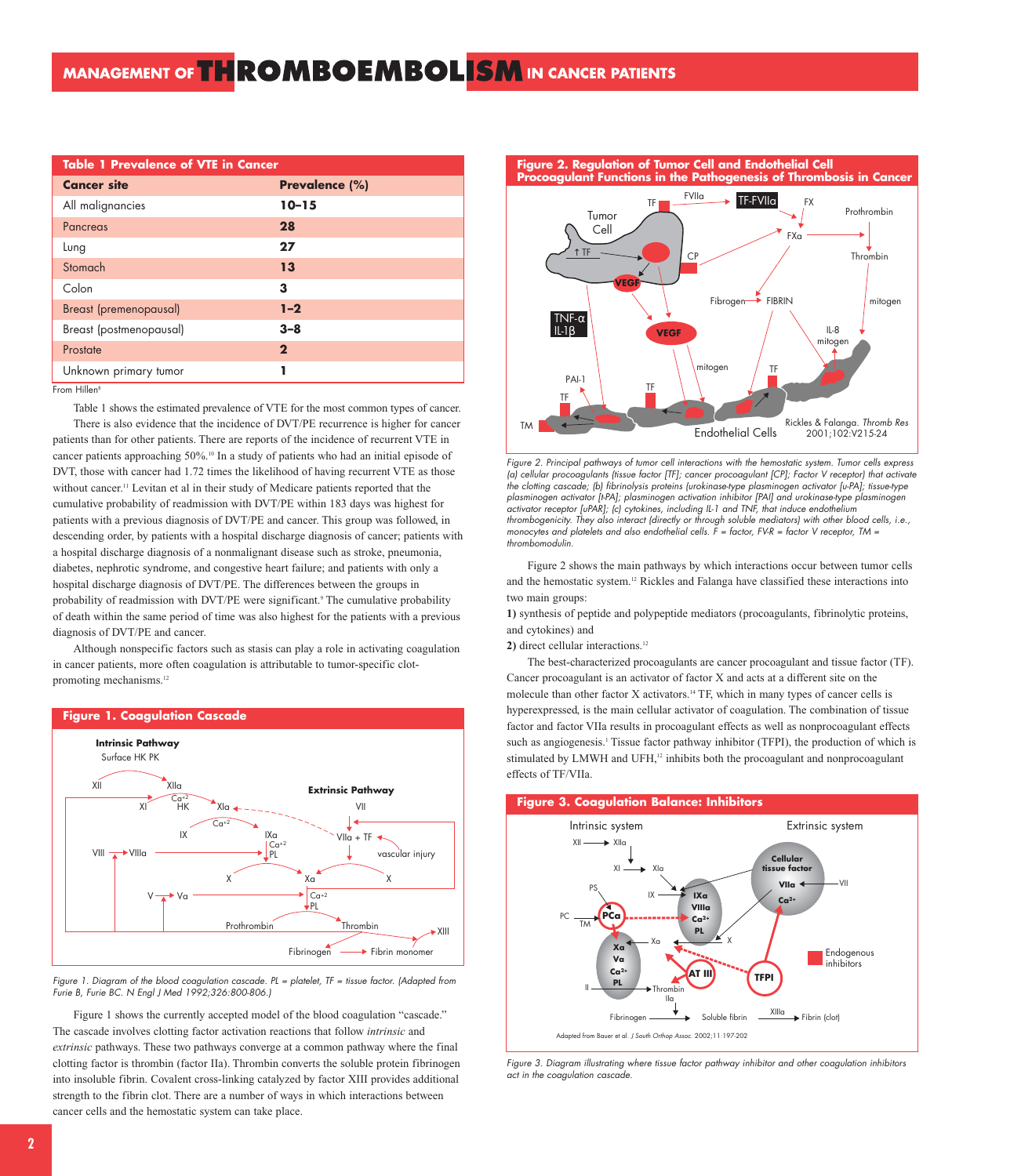**Table 1 Prevalence of VTE in Cancer**

| Cancer site | Prevalence (%) |
|---|---|
| All malignancies | **10–15** |
| Pancreas | **28** |
| Lung | **27** |
| Stomach | **13** |
| Colon | **3** |
| Breast (premenopausal) | **1–2** |
| Breast (postmenopausal) | **3–8** |
| Prostate | **2** |
| Unknown primary tumor | **1** |

From Hillen[8]

Table 1 shows the estimated prevalence of VTE for the most common types of cancer.

There is also evidence that the incidence of DVT/PE recurrence is higher for cancer patients than for other patients. There are reports of the incidence of recurrent VTE in cancer patients approaching 50%.[10] In a study of patients who had an initial episode of DVT, those with cancer had 1.72 times the likelihood of having recurrent VTE as those without cancer.[11] Levitan et al in their study of Medicare patients reported that the cumulative probability of readmission with DVT/PE within 183 days was highest for patients with a previous diagnosis of DVT/PE and cancer. This group was followed, in descending order, by patients with a hospital discharge diagnosis of cancer; patients with a hospital discharge diagnosis of a nonmalignant disease such as stroke, pneumonia, diabetes, nephrotic syndrome, and congestive heart failure; and patients with only a hospital discharge diagnosis of DVT/PE. The differences between the groups in probability of readmission with DVT/PE were significant.[9] The cumulative probability of death within the same period of time was also highest for the patients with a previous diagnosis of DVT/PE and cancer.

Although nonspecific factors such as stasis can play a role in activating coagulation in cancer patients, more often coagulation is attributable to tumor-specific clot-promoting mechanisms.[12]

**Figure 1. Coagulation Cascade**

*Figure 1. Diagram of the blood coagulation cascade. PL = platelet, TF = tissue factor. (Adapted from Furie B, Furie BC. N Engl J Med 1992;326:800-806.)*

Figure 1 shows the currently accepted model of the blood coagulation "cascade." The cascade involves clotting factor activation reactions that follow *intrinsic* and *extrinsic* pathways. These two pathways converge at a common pathway where the final clotting factor is thrombin (factor IIa). Thrombin converts the soluble protein fibrinogen into insoluble fibrin. Covalent cross-linking catalyzed by factor XIII provides additional strength to the fibrin clot. There are a number of ways in which interactions between cancer cells and the hemostatic system can take place.

**Figure 2. Regulation of Tumor Cell and Endothelial Cell Procoagulant Functions in the Pathogenesis of Thrombosis in Cancer**

*Figure 2. Principal pathways of tumor cell interactions with the hemostatic system. Tumor cells express (a) cellular procoagulants (tissue factor [TF]; cancer procoagulant [CP]; Factor V receptor) that activate the clotting cascade; (b) fibrinolysis proteins (urokinase-type plasminogen activator [u-PA]; tissue-type plasminogen activator [t-PA]; plasminogen activation inhibitor [PAI] and urokinase-type plasminogen activator receptor [uPAR]; (c) cytokines, including IL-1 and TNF, that induce endothelium thrombogenicity. They also interact (directly or through soluble mediators) with other blood cells, i.e., monocytes and platelets and also endothelial cells. F = factor, FV-R = factor V receptor, TM = thrombomodulin.*

Figure 2 shows the main pathways by which interactions occur between tumor cells and the hemostatic system.[12] Rickles and Falanga have classified these interactions into two main groups:

**1)** synthesis of peptide and polypeptide mediators (procoagulants, fibrinolytic proteins, and cytokines) and

**2)** direct cellular interactions.[12]

The best-characterized procoagulants are cancer procoagulant and tissue factor (TF). Cancer procoagulant is an activator of factor X and acts at a different site on the molecule than other factor X activators.[14] TF, which in many types of cancer cells is hyperexpressed, is the main cellular activator of coagulation. The combination of tissue factor and factor VIIa results in procoagulant effects as well as nonprocoagulant effects such as angiogenesis.[1] Tissue factor pathway inhibitor (TFPI), the production of which is stimulated by LMWH and UFH,[12] inhibits both the procoagulant and nonprocoagulant effects of TF/VIIa.

**Figure 3. Coagulation Balance: Inhibitors**

*Figure 3. Diagram illustrating where tissue factor pathway inhibitor and other coagulation inhibitors act in the coagulation cascade.*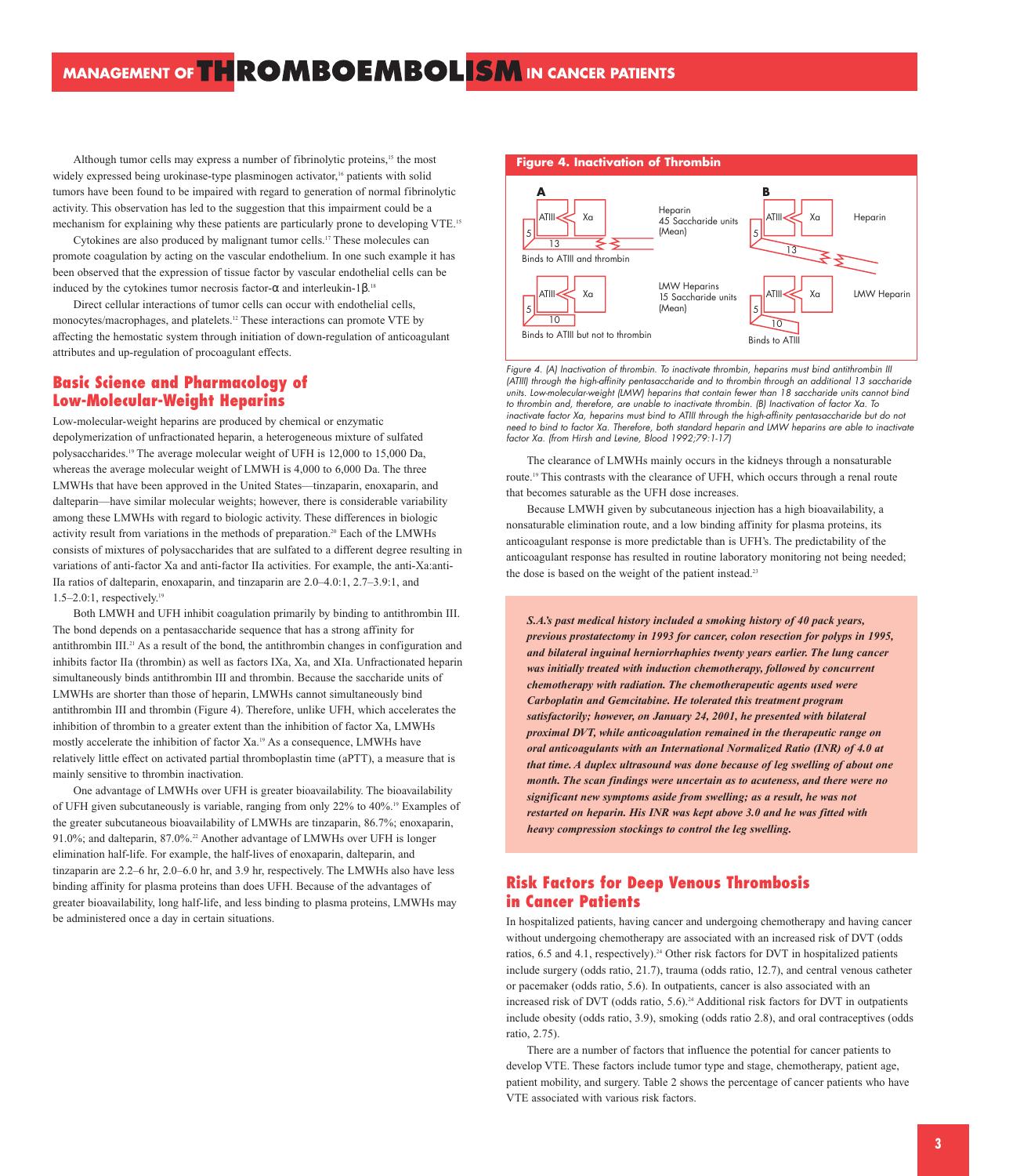Although tumor cells may express a number of fibrinolytic proteins,[15] the most widely expressed being urokinase-type plasminogen activator,[16] patients with solid tumors have been found to be impaired with regard to generation of normal fibrinolytic activity. This observation has led to the suggestion that this impairment could be a mechanism for explaining why these patients are particularly prone to developing VTE.[15]

Cytokines are also produced by malignant tumor cells.[17] These molecules can promote coagulation by acting on the vascular endothelium. In one such example it has been observed that the expression of tissue factor by vascular endothelial cells can be induced by the cytokines tumor necrosis factor-α and interleukin-1β.[18]

Direct cellular interactions of tumor cells can occur with endothelial cells, monocytes/macrophages, and platelets.[12] These interactions can promote VTE by affecting the hemostatic system through initiation of down-regulation of anticoagulant attributes and up-regulation of procoagulant effects.

## Basic Science and Pharmacology of Low-Molecular-Weight Heparins

Low-molecular-weight heparins are produced by chemical or enzymatic depolymerization of unfractionated heparin, a heterogeneous mixture of sulfated polysaccharides.[19] The average molecular weight of UFH is 12,000 to 15,000 Da, whereas the average molecular weight of LMWH is 4,000 to 6,000 Da. The three LMWHs that have been approved in the United States—tinzaparin, enoxaparin, and dalteparin—have similar molecular weights; however, there is considerable variability among these LMWHs with regard to biologic activity. These differences in biologic activity result from variations in the methods of preparation.[20] Each of the LMWHs consists of mixtures of polysaccharides that are sulfated to a different degree resulting in variations of anti-factor Xa and anti-factor IIa activities. For example, the anti-Xa:anti-IIa ratios of dalteparin, enoxaparin, and tinzaparin are 2.0–4.0:1, 2.7–3.9:1, and 1.5–2.0:1, respectively.[19]

Both LMWH and UFH inhibit coagulation primarily by binding to antithrombin III. The bond depends on a pentasaccharide sequence that has a strong affinity for antithrombin III.[21] As a result of the bond, the antithrombin changes in configuration and inhibits factor IIa (thrombin) as well as factors IXa, Xa, and XIa. Unfractionated heparin simultaneously binds antithrombin III and thrombin. Because the saccharide units of LMWHs are shorter than those of heparin, LMWHs cannot simultaneously bind antithrombin III and thrombin (Figure 4). Therefore, unlike UFH, which accelerates the inhibition of thrombin to a greater extent than the inhibition of factor Xa, LMWHs mostly accelerate the inhibition of factor Xa.[19] As a consequence, LMWHs have relatively little effect on activated partial thromboplastin time (aPTT), a measure that is mainly sensitive to thrombin inactivation.

One advantage of LMWHs over UFH is greater bioavailability. The bioavailability of UFH given subcutaneously is variable, ranging from only 22% to 40%.[19] Examples of the greater subcutaneous bioavailability of LMWHs are tinzaparin, 86.7%; enoxaparin, 91.0%; and dalteparin, 87.0%.[22] Another advantage of LMWHs over UFH is longer elimination half-life. For example, the half-lives of enoxaparin, dalteparin, and tinzaparin are 2.2–6 hr, 2.0–6.0 hr, and 3.9 hr, respectively. The LMWHs also have less binding affinity for plasma proteins than does UFH. Because of the advantages of greater bioavailability, long half-life, and less binding to plasma proteins, LMWHs may be administered once a day in certain situations.

**Figure 4. Inactivation of Thrombin**

A: Heparin, 45 Saccharide units (Mean) — Binds to ATIII and thrombin. LMW Heparins, 15 Saccharide units (Mean) — Binds to ATIII but not to thrombin.

B: Heparin; LMW Heparin — Binds to ATIII.

*Figure 4. (A) Inactivation of thrombin. To inactivate thrombin, heparins must bind antithrombin III (ATIII) through the high-affinity pentasaccharide and to thrombin through an additional 13 saccharide units. Low-molecular-weight (LMW) heparins that contain fewer than 18 saccharide units cannot bind to thrombin and, therefore, are unable to inactivate thrombin. (B) Inactivation of factor Xa. To inactivate factor Xa, heparins must bind to ATIII through the high-affinity pentasaccharide but do not need to bind to factor Xa. Therefore, both standard heparin and LMW heparins are able to inactivate factor Xa. (from Hirsh and Levine, Blood 1992;79:1-17)*

The clearance of LMWHs mainly occurs in the kidneys through a nonsaturable route.[19] This contrasts with the clearance of UFH, which occurs through a renal route that becomes saturable as the UFH dose increases.

Because LMWH given by subcutaneous injection has a high bioavailability, a nonsaturable elimination route, and a low binding affinity for plasma proteins, its anticoagulant response is more predictable than is UFH's. The predictability of the anticoagulant response has resulted in routine laboratory monitoring not being needed; the dose is based on the weight of the patient instead.[23]

***S.A.'s past medical history included a smoking history of 40 pack years, previous prostatectomy in 1993 for cancer, colon resection for polyps in 1995, and bilateral inguinal herniorrhaphies twenty years earlier. The lung cancer was initially treated with induction chemotherapy, followed by concurrent chemotherapy with radiation. The chemotherapeutic agents used were Carboplatin and Gemcitabine. He tolerated this treatment program satisfactorily; however, on January 24, 2001, he presented with bilateral proximal DVT, while anticoagulation remained in the therapeutic range on oral anticoagulants with an International Normalized Ratio (INR) of 4.0 at that time. A duplex ultrasound was done because of leg swelling of about one month. The scan findings were uncertain as to acuteness, and there were no significant new symptoms aside from swelling; as a result, he was not restarted on heparin. His INR was kept above 3.0 and he was fitted with heavy compression stockings to control the leg swelling.***

## Risk Factors for Deep Venous Thrombosis in Cancer Patients

In hospitalized patients, having cancer and undergoing chemotherapy and having cancer without undergoing chemotherapy are associated with an increased risk of DVT (odds ratios, 6.5 and 4.1, respectively).[24] Other risk factors for DVT in hospitalized patients include surgery (odds ratio, 21.7), trauma (odds ratio, 12.7), and central venous catheter or pacemaker (odds ratio, 5.6). In outpatients, cancer is also associated with an increased risk of DVT (odds ratio, 5.6).[24] Additional risk factors for DVT in outpatients include obesity (odds ratio, 3.9), smoking (odds ratio 2.8), and oral contraceptives (odds ratio, 2.75).

There are a number of factors that influence the potential for cancer patients to develop VTE. These factors include tumor type and stage, chemotherapy, patient age, patient mobility, and surgery. Table 2 shows the percentage of cancer patients who have VTE associated with various risk factors.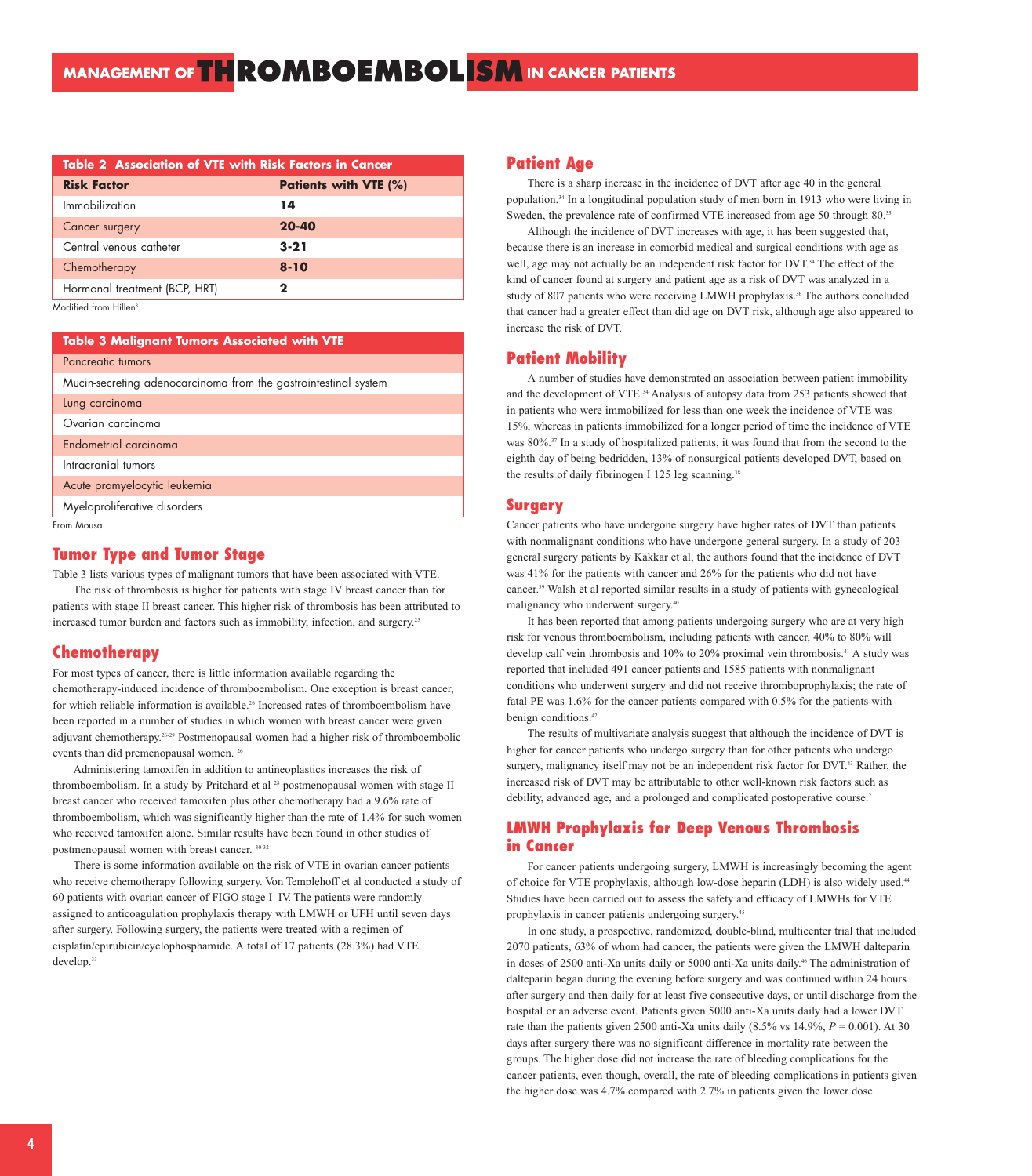| Table 2 Association of VTE with Risk Factors in Cancer | |
|---|---|
| **Risk Factor** | **Patients with VTE (%)** |
| Immobilization | **14** |
| Cancer surgery | **20-40** |
| Central venous catheter | **3-21** |
| Chemotherapy | **8-10** |
| Hormonal treatment (BCP, HRT) | **2** |

Modified from Hillen[8]

| Table 3 Malignant Tumors Associated with VTE |
|---|
| Pancreatic tumors |
| Mucin-secreting adenocarcinoma from the gastrointestinal system |
| Lung carcinoma |
| Ovarian carcinoma |
| Endometrial carcinoma |
| Intracranial tumors |
| Acute promyelocytic leukemia |
| Myeloproliferative disorders |

From Mousa[1]

## Tumor Type and Tumor Stage

Table 3 lists various types of malignant tumors that have been associated with VTE.

The risk of thrombosis is higher for patients with stage IV breast cancer than for patients with stage II breast cancer. This higher risk of thrombosis has been attributed to increased tumor burden and factors such as immobility, infection, and surgery.[25]

## Chemotherapy

For most types of cancer, there is little information available regarding the chemotherapy-induced incidence of thromboembolism. One exception is breast cancer, for which reliable information is available.[26] Increased rates of thromboembolism have been reported in a number of studies in which women with breast cancer were given adjuvant chemotherapy.[26-29] Postmenopausal women had a higher risk of thromboembolic events than did premenopausal women. [26]

Administering tamoxifen in addition to antineoplastics increases the risk of thromboembolism. In a study by Pritchard et al [28] postmenopausal women with stage II breast cancer who received tamoxifen plus other chemotherapy had a 9.6% rate of thromboembolism, which was significantly higher than the rate of 1.4% for such women who received tamoxifen alone. Similar results have been found in other studies of postmenopausal women with breast cancer. [30-32]

There is some information available on the risk of VTE in ovarian cancer patients who receive chemotherapy following surgery. Von Templehoff et al conducted a study of 60 patients with ovarian cancer of FIGO stage I–IV. The patients were randomly assigned to anticoagulation prophylaxis therapy with LMWH or UFH until seven days after surgery. Following surgery, the patients were treated with a regimen of cisplatin/epirubicin/cyclophosphamide. A total of 17 patients (28.3%) had VTE develop.[33]

## Patient Age

There is a sharp increase in the incidence of DVT after age 40 in the general population.[34] In a longitudinal population study of men born in 1913 who were living in Sweden, the prevalence rate of confirmed VTE increased from age 50 through 80.[35]

Although the incidence of DVT increases with age, it has been suggested that, because there is an increase in comorbid medical and surgical conditions with age as well, age may not actually be an independent risk factor for DVT.[34] The effect of the kind of cancer found at surgery and patient age as a risk of DVT was analyzed in a study of 807 patients who were receiving LMWH prophylaxis.[36] The authors concluded that cancer had a greater effect than did age on DVT risk, although age also appeared to increase the risk of DVT.

## Patient Mobility

A number of studies have demonstrated an association between patient immobility and the development of VTE.[34] Analysis of autopsy data from 253 patients showed that in patients who were immobilized for less than one week the incidence of VTE was 15%, whereas in patients immobilized for a longer period of time the incidence of VTE was 80%.[37] In a study of hospitalized patients, it was found that from the second to the eighth day of being bedridden, 13% of nonsurgical patients developed DVT, based on the results of daily fibrinogen I 125 leg scanning.[38]

## Surgery

Cancer patients who have undergone surgery have higher rates of DVT than patients with nonmalignant conditions who have undergone general surgery. In a study of 203 general surgery patients by Kakkar et al, the authors found that the incidence of DVT was 41% for the patients with cancer and 26% for the patients who did not have cancer.[39] Walsh et al reported similar results in a study of patients with gynecological malignancy who underwent surgery.[40]

It has been reported that among patients undergoing surgery who are at very high risk for venous thromboembolism, including patients with cancer, 40% to 80% will develop calf vein thrombosis and 10% to 20% proximal vein thrombosis.[41] A study was reported that included 491 cancer patients and 1585 patients with nonmalignant conditions who underwent surgery and did not receive thromboprophylaxis; the rate of fatal PE was 1.6% for the cancer patients compared with 0.5% for the patients with benign conditions.[42]

The results of multivariate analysis suggest that although the incidence of DVT is higher for cancer patients who undergo surgery than for other patients who undergo surgery, malignancy itself may not be an independent risk factor for DVT.[43] Rather, the increased risk of DVT may be attributable to other well-known risk factors such as debility, advanced age, and a prolonged and complicated postoperative course.[2]

## LMWH Prophylaxis for Deep Venous Thrombosis in Cancer

For cancer patients undergoing surgery, LMWH is increasingly becoming the agent of choice for VTE prophylaxis, although low-dose heparin (LDH) is also widely used.[44] Studies have been carried out to assess the safety and efficacy of LMWHs for VTE prophylaxis in cancer patients undergoing surgery.[45]

In one study, a prospective, randomized, double-blind, multicenter trial that included 2070 patients, 63% of whom had cancer, the patients were given the LMWH dalteparin in doses of 2500 anti-Xa units daily or 5000 anti-Xa units daily.[46] The administration of dalteparin began during the evening before surgery and was continued within 24 hours after surgery and then daily for at least five consecutive days, or until discharge from the hospital or an adverse event. Patients given 5000 anti-Xa units daily had a lower DVT rate than the patients given 2500 anti-Xa units daily (8.5% vs 14.9%, $P = 0.001$). At 30 days after surgery there was no significant difference in mortality rate between the groups. The higher dose did not increase the rate of bleeding complications for the cancer patients, even though, overall, the rate of bleeding complications in patients given the higher dose was 4.7% compared with 2.7% in patients given the lower dose.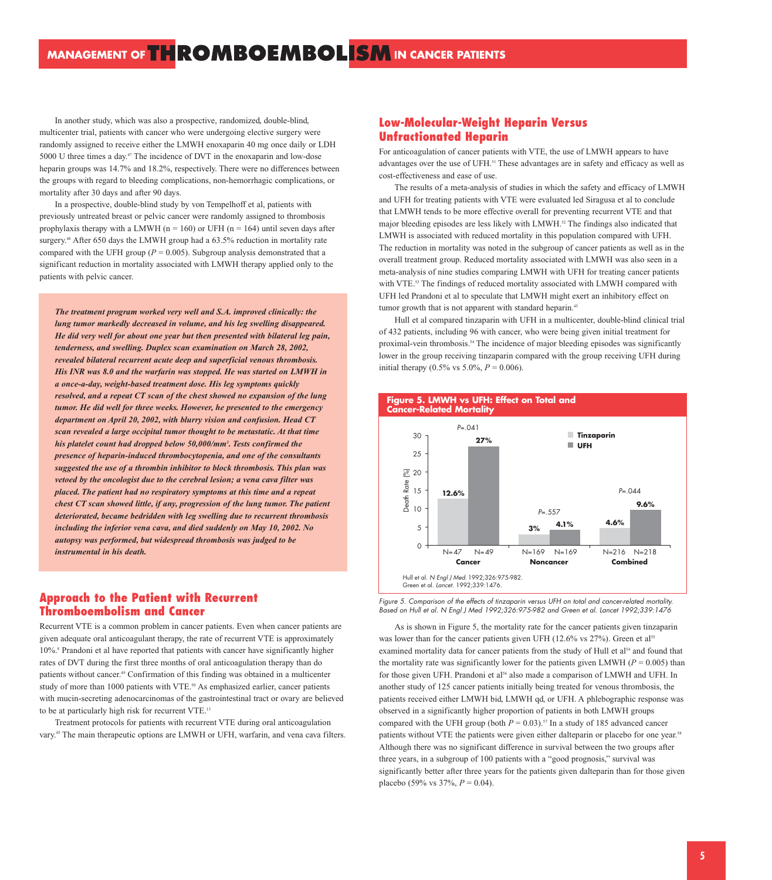In another study, which was also a prospective, randomized, double-blind, multicenter trial, patients with cancer who were undergoing elective surgery were randomly assigned to receive either the LMWH enoxaparin 40 mg once daily or LDH 5000 U three times a day.[47] The incidence of DVT in the enoxaparin and low-dose heparin groups was 14.7% and 18.2%, respectively. There were no differences between the groups with regard to bleeding complications, non-hemorrhagic complications, or mortality after 30 days and after 90 days.

In a prospective, double-blind study by von Tempelhoff et al, patients with previously untreated breast or pelvic cancer were randomly assigned to thrombosis prophylaxis therapy with a LMWH (n = 160) or UFH (n = 164) until seven days after surgery.[48] After 650 days the LMWH group had a 63.5% reduction in mortality rate compared with the UFH group ($P = 0.005$). Subgroup analysis demonstrated that a significant reduction in mortality associated with LMWH therapy applied only to the patients with pelvic cancer.

***The treatment program worked very well and S.A. improved clinically: the lung tumor markedly decreased in volume, and his leg swelling disappeared. He did very well for about one year but then presented with bilateral leg pain, tenderness, and swelling. Duplex scan examination on March 28, 2002, revealed bilateral recurrent acute deep and superficial venous thrombosis. His INR was 8.0 and the warfarin was stopped. He was started on LMWH in a once-a-day, weight-based treatment dose. His leg symptoms quickly resolved, and a repeat CT scan of the chest showed no expansion of the lung tumor. He did well for three weeks. However, he presented to the emergency department on April 20, 2002, with blurry vision and confusion. Head CT scan revealed a large occipital tumor thought to be metastatic. At that time his platelet count had dropped below 50,000/mm$^3$. Tests confirmed the presence of heparin-induced thrombocytopenia, and one of the consultants suggested the use of a thrombin inhibitor to block thrombosis. This plan was vetoed by the oncologist due to the cerebral lesion; a vena cava filter was placed. The patient had no respiratory symptoms at this time and a repeat chest CT scan showed little, if any, progression of the lung tumor. The patient deteriorated, became bedridden with leg swelling due to recurrent thrombosis including the inferior vena cava, and died suddenly on May 10, 2002. No autopsy was performed, but widespread thrombosis was judged to be instrumental in his death.***

## Approach to the Patient with Recurrent Thromboembolism and Cancer

Recurrent VTE is a common problem in cancer patients. Even when cancer patients are given adequate oral anticoagulant therapy, the rate of recurrent VTE is approximately 10%.[9] Prandoni et al have reported that patients with cancer have significantly higher rates of DVT during the first three months of oral anticoagulation therapy than do patients without cancer.[49] Confirmation of this finding was obtained in a multicenter study of more than 1000 patients with VTE.[50] As emphasized earlier, cancer patients with mucin-secreting adenocarcinomas of the gastrointestinal tract or ovary are believed to be at particularly high risk for recurrent VTE.[13]

Treatment protocols for patients with recurrent VTE during oral anticoagulation vary.[45] The main therapeutic options are LMWH or UFH, warfarin, and vena cava filters.

## Low-Molecular-Weight Heparin Versus Unfractionated Heparin

For anticoagulation of cancer patients with VTE, the use of LMWH appears to have advantages over the use of UFH.[51] These advantages are in safety and efficacy as well as cost-effectiveness and ease of use.

The results of a meta-analysis of studies in which the safety and efficacy of LMWH and UFH for treating patients with VTE were evaluated led Siragusa et al to conclude that LMWH tends to be more effective overall for preventing recurrent VTE and that major bleeding episodes are less likely with LMWH.[52] The findings also indicated that LMWH is associated with reduced mortality in this population compared with UFH. The reduction in mortality was noted in the subgroup of cancer patients as well as in the overall treatment group. Reduced mortality associated with LMWH was also seen in a meta-analysis of nine studies comparing LMWH with UFH for treating cancer patients with VTE.[53] The findings of reduced mortality associated with LMWH compared with UFH led Prandoni et al to speculate that LMWH might exert an inhibitory effect on tumor growth that is not apparent with standard heparin.[45]

Hull et al compared tinzaparin with UFH in a multicenter, double-blind clinical trial of 432 patients, including 96 with cancer, who were being given initial treatment for proximal-vein thrombosis.[54] The incidence of major bleeding episodes was significantly lower in the group receiving tinzaparin compared with the group receiving UFH during initial therapy (0.5% vs 5.0%, $P = 0.006$).

**Figure 5. LMWH vs UFH: Effect on Total and Cancer-Related Mortality**

| Group | Tinzaparin | UFH | P |
|---|---|---|---|
| Cancer (N=47 / N=49) | 12.6% | 27% | P=.041 |
| Noncancer (N=169 / N=169) | 3% | 4.1% | P=.557 |
| Combined (N=216 / N=218) | 4.6% | 9.6% | P=.044 |

Hull et al. *N Engl J Med.* 1992;326:975-982.
Green et al. *Lancet.* 1992;339:1476.

*Figure 5. Comparison of the effects of tinzaparin versus UFH on total and cancer-related mortality. Based on Hull et al. N Engl J Med 1992;326:975-982 and Green et al. Lancet 1992;339:1476*

As is shown in Figure 5, the mortality rate for the cancer patients given tinzaparin was lower than for the cancer patients given UFH (12.6% vs 27%). Green et al[55] examined mortality data for cancer patients from the study of Hull et al[54] and found that the mortality rate was significantly lower for the patients given LMWH ($P = 0.005$) than for those given UFH. Prandoni et al[56] also made a comparison of LMWH and UFH. In another study of 125 cancer patients initially being treated for venous thrombosis, the patients received either LMWH bid, LMWH qd, or UFH. A phlebographic response was observed in a significantly higher proportion of patients in both LMWH groups compared with the UFH group (both $P = 0.03$).[57] In a study of 185 advanced cancer patients without VTE the patients were given either dalteparin or placebo for one year.[58] Although there was no significant difference in survival between the two groups after three years, in a subgroup of 100 patients with a "good prognosis," survival was significantly better after three years for the patients given dalteparin than for those given placebo (59% vs 37%, $P = 0.04$).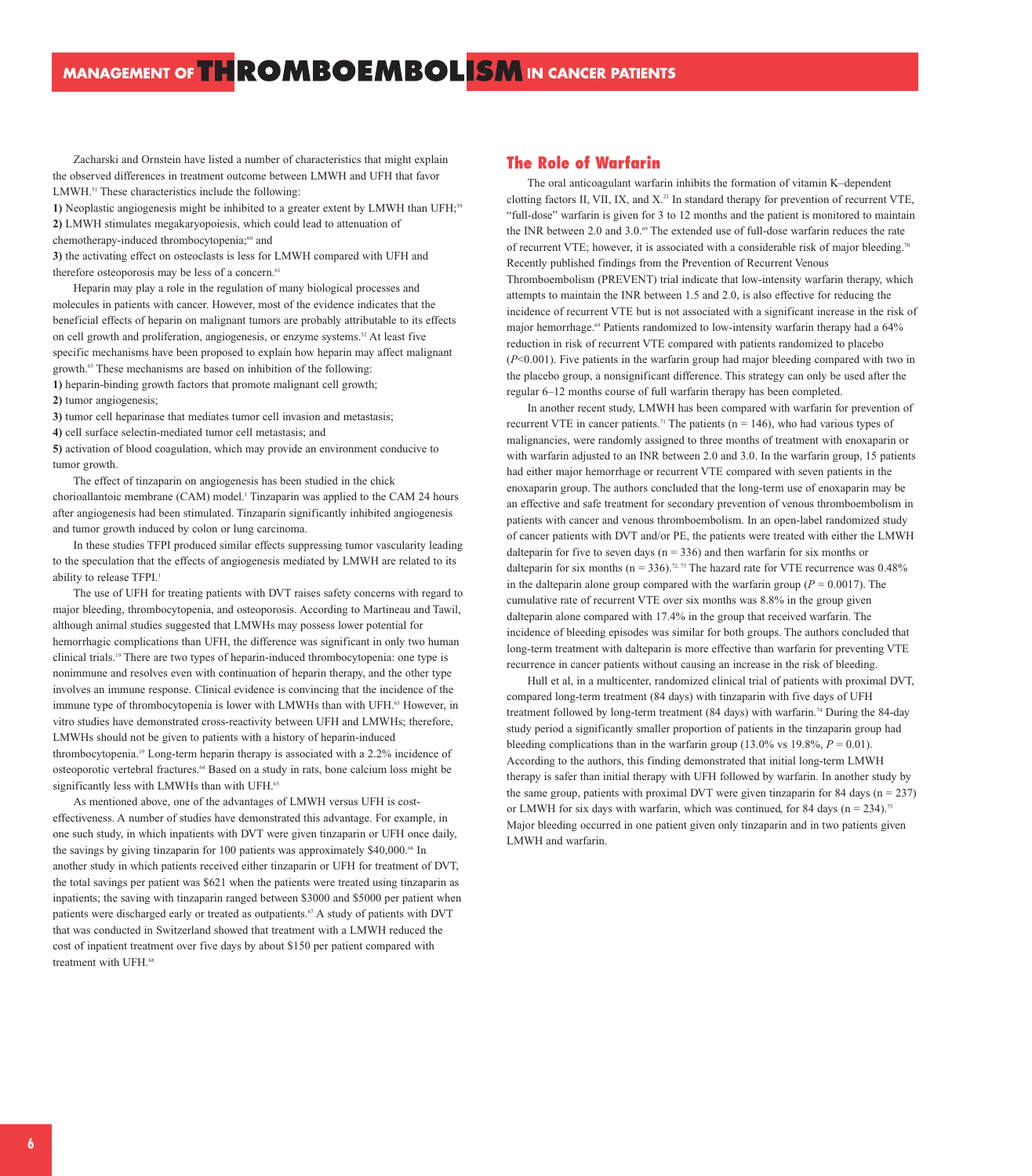Zacharski and Ornstein have listed a number of characteristics that might explain the observed differences in treatment outcome between LMWH and UFH that favor LMWH.[51] These characteristics include the following:

**1)** Neoplastic angiogenesis might be inhibited to a greater extent by LMWH than UFH;[59]
**2)** LMWH stimulates megakaryopoiesis, which could lead to attenuation of chemotherapy-induced thrombocytopenia;[60] and
**3)** the activating effect on osteoclasts is less for LMWH compared with UFH and therefore osteoporosis may be less of a concern.[61]

Heparin may play a role in the regulation of many biological processes and molecules in patients with cancer. However, most of the evidence indicates that the beneficial effects of heparin on malignant tumors are probably attributable to its effects on cell growth and proliferation, angiogenesis, or enzyme systems.[52] At least five specific mechanisms have been proposed to explain how heparin may affect malignant growth.[63] These mechanisms are based on inhibition of the following:

**1)** heparin-binding growth factors that promote malignant cell growth;
**2)** tumor angiogenesis;
**3)** tumor cell heparinase that mediates tumor cell invasion and metastasis;
**4)** cell surface selectin-mediated tumor cell metastasis; and
**5)** activation of blood coagulation, which may provide an environment conducive to tumor growth.

The effect of tinzaparin on angiogenesis has been studied in the chick chorioallantoic membrane (CAM) model.[1] Tinzaparin was applied to the CAM 24 hours after angiogenesis had been stimulated. Tinzaparin significantly inhibited angiogenesis and tumor growth induced by colon or lung carcinoma.

In these studies TFPI produced similar effects suppressing tumor vascularity leading to the speculation that the effects of angiogenesis mediated by LMWH are related to its ability to release TFPI.[1]

The use of UFH for treating patients with DVT raises safety concerns with regard to major bleeding, thrombocytopenia, and osteoporosis. According to Martineau and Tawil, although animal studies suggested that LMWHs may possess lower potential for hemorrhagic complications than UFH, the difference was significant in only two human clinical trials.[19] There are two types of heparin-induced thrombocytopenia: one type is nonimmune and resolves even with continuation of heparin therapy, and the other type involves an immune response. Clinical evidence is convincing that the incidence of the immune type of thrombocytopenia is lower with LMWHs than with UFH.[63] However, in vitro studies have demonstrated cross-reactivity between UFH and LMWHs; therefore, LMWHs should not be given to patients with a history of heparin-induced thrombocytopenia.[19] Long-term heparin therapy is associated with a 2.2% incidence of osteoporotic vertebral fractures.[64] Based on a study in rats, bone calcium loss might be significantly less with LMWHs than with UFH.[65]

As mentioned above, one of the advantages of LMWH versus UFH is cost-effectiveness. A number of studies have demonstrated this advantage. For example, in one such study, in which inpatients with DVT were given tinzaparin or UFH once daily, the savings by giving tinzaparin for 100 patients was approximately $40,000.[66] In another study in which patients received either tinzaparin or UFH for treatment of DVT, the total savings per patient was $621 when the patients were treated using tinzaparin as inpatients; the saving with tinzaparin ranged between $3000 and $5000 per patient when patients were discharged early or treated as outpatients.[67] A study of patients with DVT that was conducted in Switzerland showed that treatment with a LMWH reduced the cost of inpatient treatment over five days by about $150 per patient compared with treatment with UFH.[68]

## The Role of Warfarin

The oral anticoagulant warfarin inhibits the formation of vitamin K–dependent clotting factors II, VII, IX, and X.[21] In standard therapy for prevention of recurrent VTE, "full-dose" warfarin is given for 3 to 12 months and the patient is monitored to maintain the INR between 2.0 and 3.0.[69] The extended use of full-dose warfarin reduces the rate of recurrent VTE; however, it is associated with a considerable risk of major bleeding.[70] Recently published findings from the Prevention of Recurrent Venous Thromboembolism (PREVENT) trial indicate that low-intensity warfarin therapy, which attempts to maintain the INR between 1.5 and 2.0, is also effective for reducing the incidence of recurrent VTE but is not associated with a significant increase in the risk of major hemorrhage.[69] Patients randomized to low-intensity warfarin therapy had a 64% reduction in risk of recurrent VTE compared with patients randomized to placebo ($P<0.001$). Five patients in the warfarin group had major bleeding compared with two in the placebo group, a nonsignificant difference. This strategy can only be used after the regular 6–12 months course of full warfarin therapy has been completed.

In another recent study, LMWH has been compared with warfarin for prevention of recurrent VTE in cancer patients.[71] The patients (n = 146), who had various types of malignancies, were randomly assigned to three months of treatment with enoxaparin or with warfarin adjusted to an INR between 2.0 and 3.0. In the warfarin group, 15 patients had either major hemorrhage or recurrent VTE compared with seven patients in the enoxaparin group. The authors concluded that the long-term use of enoxaparin may be an effective and safe treatment for secondary prevention of venous thromboembolism in patients with cancer and venous thromboembolism. In an open-label randomized study of cancer patients with DVT and/or PE, the patients were treated with either the LMWH dalteparin for five to seven days (n = 336) and then warfarin for six months or dalteparin for six months (n = 336).[72, 73] The hazard rate for VTE recurrence was 0.48% in the dalteparin alone group compared with the warfarin group ($P = 0.0017$). The cumulative rate of recurrent VTE over six months was 8.8% in the group given dalteparin alone compared with 17.4% in the group that received warfarin. The incidence of bleeding episodes was similar for both groups. The authors concluded that long-term treatment with dalteparin is more effective than warfarin for preventing VTE recurrence in cancer patients without causing an increase in the risk of bleeding.

Hull et al, in a multicenter, randomized clinical trial of patients with proximal DVT, compared long-term treatment (84 days) with tinzaparin with five days of UFH treatment followed by long-term treatment (84 days) with warfarin.[74] During the 84-day study period a significantly smaller proportion of patients in the tinzaparin group had bleeding complications than in the warfarin group (13.0% vs 19.8%, $P = 0.01$). According to the authors, this finding demonstrated that initial long-term LMWH therapy is safer than initial therapy with UFH followed by warfarin. In another study by the same group, patients with proximal DVT were given tinzaparin for 84 days (n = 237) or LMWH for six days with warfarin, which was continued, for 84 days (n = 234).[75] Major bleeding occurred in one patient given only tinzaparin and in two patients given LMWH and warfarin.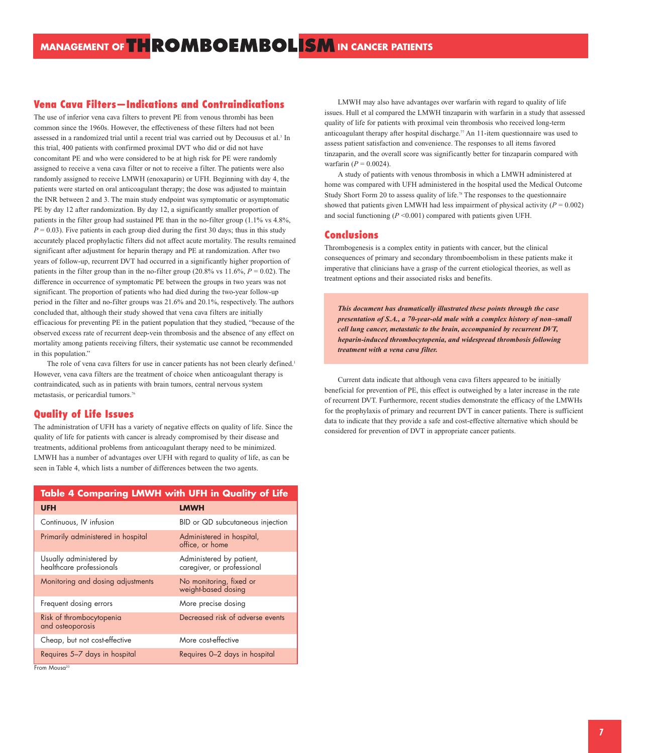## Vena Cava Filters—Indications and Contraindications

The use of inferior vena cava filters to prevent PE from venous thrombi has been common since the 1960s. However, the effectiveness of these filters had not been assessed in a randomized trial until a recent trial was carried out by Decousus et al.[3] In this trial, 400 patients with confirmed proximal DVT who did or did not have concomitant PE and who were considered to be at high risk for PE were randomly assigned to receive a vena cava filter or not to receive a filter. The patients were also randomly assigned to receive LMWH (enoxaparin) or UFH. Beginning with day 4, the patients were started on oral anticoagulant therapy; the dose was adjusted to maintain the INR between 2 and 3. The main study endpoint was symptomatic or asymptomatic PE by day 12 after randomization. By day 12, a significantly smaller proportion of patients in the filter group had sustained PE than in the no-filter group (1.1% vs 4.8%, $P = 0.03$). Five patients in each group died during the first 30 days; thus in this study accurately placed prophylactic filters did not affect acute mortality. The results remained significant after adjustment for heparin therapy and PE at randomization. After two years of follow-up, recurrent DVT had occurred in a significantly higher proportion of patients in the filter group than in the no-filter group (20.8% vs 11.6%, $P = 0.02$). The difference in occurrence of symptomatic PE between the groups in two years was not significant. The proportion of patients who had died during the two-year follow-up period in the filter and no-filter groups was 21.6% and 20.1%, respectively. The authors concluded that, although their study showed that vena cava filters are initially efficacious for preventing PE in the patient population that they studied, "because of the observed excess rate of recurrent deep-vein thrombosis and the absence of any effect on mortality among patients receiving filters, their systematic use cannot be recommended in this population."

The role of vena cava filters for use in cancer patients has not been clearly defined.[1] However, vena cava filters are the treatment of choice when anticoagulant therapy is contraindicated, such as in patients with brain tumors, central nervous system metastasis, or pericardial tumors.[76]

## Quality of Life Issues

The administration of UFH has a variety of negative effects on quality of life. Since the quality of life for patients with cancer is already compromised by their disease and treatments, additional problems from anticoagulant therapy need to be minimized. LMWH has a number of advantages over UFH with regard to quality of life, as can be seen in Table 4, which lists a number of differences between the two agents.

**Table 4 Comparing LMWH with UFH in Quality of Life**

| UFH | LMWH |
|---|---|
| Continuous, IV infusion | BID or QD subcutaneous injection |
| Primarily administered in hospital | Administered in hospital, office, or home |
| Usually administered by healthcare professionals | Administered by patient, caregiver, or professional |
| Monitoring and dosing adjustments | No monitoring, fixed or weight-based dosing |
| Frequent dosing errors | More precise dosing |
| Risk of thrombocytopenia and osteoporosis | Decreased risk of adverse events |
| Cheap, but not cost-effective | More cost-effective |
| Requires 5–7 days in hospital | Requires 0–2 days in hospital |

From Mousa[20]

LMWH may also have advantages over warfarin with regard to quality of life issues. Hull et al compared the LMWH tinzaparin with warfarin in a study that assessed quality of life for patients with proximal vein thrombosis who received long-term anticoagulant therapy after hospital discharge.[77] An 11-item questionnaire was used to assess patient satisfaction and convenience. The responses to all items favored tinzaparin, and the overall score was significantly better for tinzaparin compared with warfarin ($P = 0.0024$).

A study of patients with venous thrombosis in which a LMWH administered at home was compared with UFH administered in the hospital used the Medical Outcome Study Short Form 20 to assess quality of life.[78] The responses to the questionnaire showed that patients given LMWH had less impairment of physical activity ($P = 0.002$) and social functioning ($P < 0.001$) compared with patients given UFH.

## Conclusions

Thrombogenesis is a complex entity in patients with cancer, but the clinical consequences of primary and secondary thromboembolism in these patients make it imperative that clinicians have a grasp of the current etiological theories, as well as treatment options and their associated risks and benefits.

***This document has dramatically illustrated these points through the case presentation of S.A., a 70-year-old male with a complex history of non–small cell lung cancer, metastatic to the brain, accompanied by recurrent DVT, heparin-induced thrombocytopenia, and widespread thrombosis following treatment with a vena cava filter.***

Current data indicate that although vena cava filters appeared to be initially beneficial for prevention of PE, this effect is outweighed by a later increase in the rate of recurrent DVT. Furthermore, recent studies demonstrate the efficacy of the LMWHs for the prophylaxis of primary and recurrent DVT in cancer patients. There is sufficient data to indicate that they provide a safe and cost-effective alternative which should be considered for prevention of DVT in appropriate cancer patients.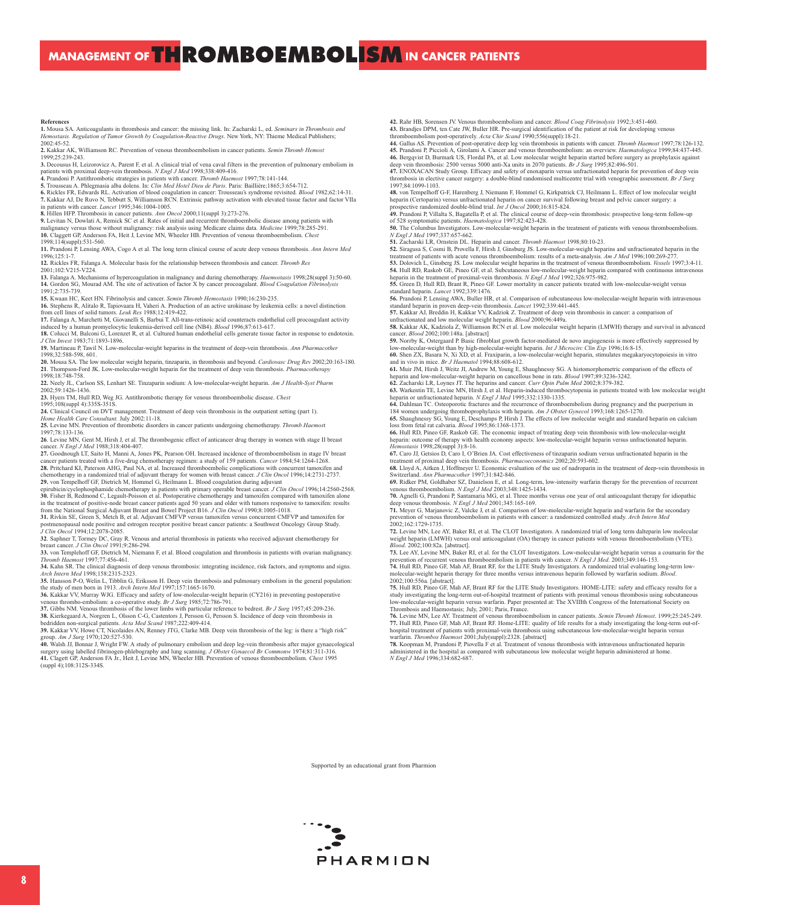**References**

**1.** Mousa SA. Anticoagulants in thrombosis and cancer: the missing link. In: Zacharski L, ed. *Seminars in Thrombosis and Hemostasis. Regulation of Tumor Growth by Coagulation-Reactive Drugs*. New York, NY: Thieme Medical Publishers; 2002:45-52.

**2.** Kakkar AK, Williamson RC. Prevention of venous thromboembolism in cancer patients. *Semin Thromb Hemost* 1999;25:239-243.

**3.** Decousus H, Leizorovicz A, Parent F, et al. A clinical trial of vena caval filters in the prevention of pulmonary embolism in patients with proximal deep-vein thrombosis. *N Engl J Med* 1998;338:409-416.

**4.** Prandoni P. Antithrombotic strategies in patients with cancer. *Thromb Haemost* 1997;78:141-144.

**5.** Trousseau A. Phlegmasia alba dolens. In: *Clin Med Hotel Dieu de Paris*. Paris: Baillière;1865;3:654-712.

**6.** Rickles FR, Edwards RL. Activation of blood coagulation in cancer: Trousseau's syndrome revisited. *Blood* 1982;62:14-31.

**7.** Kakkar AJ, De Ruvo N, Tebbutt S, Williamson RCN. Extrinsic pathway activation with elevated tissue factor and factor VIIa in patients with cancer. *Lancet* 1995;346:1004-1005.

**8.** Hillen HFP. Thrombosis in cancer patients. *Ann Oncol* 2000;11(suppl 3):273-276.

**9.** Levitan N, Dowlati A, Remick SC et al. Rates of initial and recurrent thromboembolic disease among patients with malignancy versus those without malignancy: risk analysis using Medicare claims data. *Medicine* 1999;78:285-291.

**10.** Claggett GP, Anderson FA, Heit J, Levine MN, Wheeler HB. Prevention of venous thromboembolism. *Chest* 1998;114(suppl):531-560.

**11.** Prandoni P, Lensing AWA, Cogo A et al. The long term clinical course of acute deep venous thrombosis. *Ann Intern Med* 1996;125:1-7.

**12.** Rickles FR, Falanga A. Molecular basis for the relationship between thrombosis and cancer. *Thromb Res* 2001;102:V215-V224.

**13.** Falanga A. Mechanisms of hypercoagulation in malignancy and during chemotherapy. *Haemostasis* 1998;28(suppl 3):50-60.

**14.** Gordon SG, Mourad AM. The site of activation of factor X by cancer procoagulant. *Blood Coagulation Fibrinolysis* 1991;2:735-739.

**15.** Kwaan HC, Keet HN. Fibrinolysis and cancer. *Semin Thromb Hemostasis* 1990;16:230-235.

**16.** Stephens R, Alitalo R, Tapiovaara H, Vaheri A. Production of an active urokinase by leukemia cells: a novel distinction from cell lines of solid tumors. *Leuk Res* 1988;12:419-422.

**17.** Falanga A, Marchetti M, Giovanelli S, Barbui T. All-trans-retinoic acid counteracts endothelial cell procoagulant activity induced by a human promyelocytic leukemia-derived cell line (NB4). *Blood* 1996;87:613-617.

**18.** Colucci M, Balconi G, Lorenzet R, et al. Cultured human endothelial cells generate tissue factor in response to endotoxin. *J Clin Invest* 1983;71:1893-1896.

**19.** Martineau P, Tawil N. Low-molecular-weight heparins in the treatment of deep-vein thrombosis. *Ann Pharmacother* 1998;32:588-598, 601.

**20.** Mousa SA. The low molecular weight heparin, tinzaparin, in thrombosis and beyond. *Cardiovasc Drug Rev* 2002;20:163-180.

**21**. Thompson-Ford JK. Low-molecular-weight heparin for the treatment of deep vein thrombosis. *Pharmacotherapy* 1998;18:748-758.

**22.** Neely JL, Carlson SS, Lenhart SE. Tinzaparin sodium: A low-molecular-weight heparin. *Am J Health-Syst Pharm* 2002;59:1426-1436.

**23.** Hyers TM, Hull RD, Weg JG. Antithrombotic therapy for venous thromboembolic disease. *Chest* 1995;108(suppl 4):335S-351S.

**24.** Clinical Council on DVT management. Treatment of deep vein thrombosis in the outpatient setting (part 1). *Home Health Care Consultant.* July 2002:11-18.

**25.** Levine MN. Prevention of thrombotic disorders in cancer patients undergoing chemotherapy. *Thromb Haemost* 1997;78:133-136.

**26**. Levine MN, Gent M, Hirsh J, et al. The thrombogenic effect of anticancer drug therapy in women with stage II breast cancer. *N Engl J Med* 1988;318:404-407.

**27.** Goodnough LT, Saito H, Manni A, Jones PK, Pearson OH. Increased incidence of thromboembolism in stage IV breast cancer patients treated with a five-drug chemotherapy regimen: a study of 159 patients. *Cancer* 1984;54:1264-1268.

**28.** Pritchard KI, Paterson AHG, Paul NA, et al. Increased thromboembolic complications with concurrent tamoxifen and chemotherapy in a randomized trial of adjuvant therapy for women with breast cancer. *J Clin Oncol* 1996;14:2731-2737.

**29.** von Tempelhoff GF, Dietrich M, Hommel G, Heilmann L. Blood coagulation during adjuvant epirubicin/cyclophosphamide chemotherapy in patients with primary operable breast cancer. *J Clin Oncol* 1996;14:2560-2568.

**30.** Fisher B, Redmond C, Legault-Poisson et al. Postoperative chemotherapy and tamoxifen compared with tamoxifen alone in the treatment of positive-node breast cancer patients aged 50 years and older with tumors responsive to tamoxifen: results from the National Surgical Adjuvant Breast and Bowel Project B16. *J Clin Oncol* 1990;8:1005-1018.

**31.** Rivkin SE, Green S, Metch B, et al. Adjuvant CMFVP versus tamoxifen versus concurrent CMFVP and tamoxifen for postmenopausal node positive and estrogen receptor positive breast cancer patients: a Southwest Oncology Group Study. *J Clin Oncol* 1994;12:2078-2085.

**32**. Saphner T, Tormey DC, Gray R. Venous and arterial thrombosis in patients who received adjuvant chemotherapy for breast cancer. *J Clin Oncol* 1991;9:286-294.

**33.** von Templehoff GF, Dietrich M, Niemann F, et al. Blood coagulation and thrombosis in patients with ovarian malignancy. *Thromb Haemost* 1997;77:456-461.

**34.** Kahn SR. The clinical diagnosis of deep venous thrombosis: integrating incidence, risk factors, and symptoms and signs. *Arch Intern Med* 1998;158:2315-2323.

**35.** Hansson P-O, Welin L, Tibblin G, Eriksson H. Deep vein thrombosis and pulmonary embolism in the general population: the study of men born in 1913. *Arch Intern Med* 1997;157:1665-1670.

**36.** Kakkar VV, Murray WJG. Efficacy and safety of low-molecular-weight heparin (CY216) in preventing postoperative venous thrombo-embolism: a co-operative study. *Br J Surg* 1985;72:786-791.

**37.** Gibbs NM. Venous thrombosis of the lower limbs with particular reference to bedrest. *Br J Surg* 1957;45:209-236.

**38.** Kierkegaard A, Norgren L, Olsson C-G, Castentors J, Persson G, Persson S. Incidence of deep vein thrombosis in bedridden non-surgical patients. *Acta Med Scand* 1987;222:409-414.

**39.** Kakkar VV, Howe CT, Nicolaides AN, Renney JTG, Clarke MB. Deep vein thrombosis of the leg: is there a "high risk" group. *Am J Surg* 1970;120:527-530.

**40.** Walsh JJ, Bonnar J, Wright FW. A study of pulmonary embolism and deep leg-vein thrombosis after major gynaecological surgery using labelled fibrinogen-phlebography and lung scanning. *J Obstet Gynaecol Br Commonw* 1974;81:311-316.

**41.** Clagett GP, Anderson FA Jr., Heit J, Levine MN, Wheeler HB. Prevention of venous thromboembolism. *Chest* 1995 (suppl 4);108:312S-334S.

**42.** Rahr HB, Sorensen JV. Venous thromboembolism and cancer. *Blood Coag Fibrinolysis* 1992;3:451-460.

**43.** Brandjes DPM, ten Cate JW, Buller HR. Pre-surgical identification of the patient at risk for developing venous thromboembolism post-operatively. *Acta Chir Scand* 1990;556(suppl):18-21.

**44.** Gallus AS. Prevention of post-operative deep leg vein thrombosis in patients with cancer. *Thromb Haemost* 1997;78:126-132.

**45.** Prandoni P, Piccioli A, Girolami A. Cancer and venous thromboembolism: an overview. *Haematologica* 1999;84:437-445.

**46.** Bergqvist D, Burmark US, Flordal PA, et al. Low molecular weight heparin started before surgery as prophylaxis against deep vein thrombosis: 2500 versus 5000 anti-Xa units in 2070 patients. *Br J Surg* 1995;82:496-501.

**47.** ENOXACAN Study Group. Efficacy and safety of enoxaparin versus unfractionated heparin for prevention of deep vein thrombosis in elective cancer surgery: a double-blind randomised multicentre trial with venographic assessment. *Br J Surg* 1997;84:1099-1103.

**48.** von Tempelhoff G-F, Harenberg J, Niemann F, Hommel G, Kirkpatrick CJ, Heilmann L. Effect of low molecular weight heparin (Certoparin) versus unfractionated heparin on cancer survival following breast and pelvic cancer surgery: a prospective randomized double-blind trial. *Int J Oncol* 2000;16:815-824.

**49.** Prandoni P, Villalta S, Bagatella P, et al. The clinical course of deep-vein thrombosis: prospective long-term follow-up of 528 symptomatic patients. *Haematologica* 1997;82:423-428.

**50.** The Columbus Investigators. Low-molecular-weight heparin in the treatment of patients with venous thromboembolism. *N Engl J Med* 1997;337:657-662.

**51.** Zacharski LR, Ornstein DL. Heparin and cancer. *Thromb Haemost* 1998;80:10-23.

**52.** Siragusa S, Cosmi B, Provella F, Hirsh J, Ginsburg JS. Low-molecular-weight heparins and unfractionated heparin in the treatment of patients with acute venous thromboembolism: results of a meta-analysis. *Am J Med* 1996;100:269-277.

**53.** Dolovich L, Ginsberg JS. Low molecular weight heparins in the treatment of venous thromboembolism. *Vessels* 1997;3:4-11.

**54.** Hull RD, Raskob GE, Pineo GF, et al. Subcutaneous low-molecular-weight heparin compared with continuous intravenous heparin in the treatment of proximal-vein thrombosis. *N Engl J Med* 1992;326:975-982.

**55.** Green D, Hull RD, Brant R, Pineo GF. Lower mortality in cancer patients treated with low-molecular-weight versus standard heparin. *Lancet* 1992;339:1476.

**56.** Prandoni P, Lensing AWA, Buller HR, et al. Comparison of subcutaneous low-molecular-weight heparin with intravenous standard heparin in proven deep-vein thrombosis. *Lancet* 1992;339:441-445.

**57.** Kakkar AJ, Breddin H, Kakkar VV, Kadziok Z. Treatment of deep vein thrombosis in cancer: a comparison of unfractionated and low molecular weight heparin. *Blood* 2000;96:449a.

**58.** Kakkar AK, Kadziola Z, Williamson RCN et al. Low molecular weight heparin (LMWH) therapy and survival in advanced cancer. *Blood* 2002;100:148a. [abstract]

**59.** Norrby K, Ostergaard P. Basic fibroblast growth factor-mediated de novo angiogenesis is more effectively suppressed by low-molecular-weight than by high-molecular-weight heparin. *Int J Microcirc Clin Exp* 1996;16:8-15.

**60.** Shen ZX, Basara N, Xi XD, et al. Fraxiparin, a low-molecular-weight heparin, stimulates megakaryocytopoiesis in vitro and in vivo in mice. *Br J Haematol* 1994;88:608-612.

**61.** Muir JM, Hirsh J, Weitz JI, Andrew M, Young E, Shaughnessy SG. A histomorphometric comparison of the effects of heparin and low-molecular-weight heparin on cancellous bone in rats. *Blood* 1997;89:3236-3242.

**62.** Zacharski LR, Loynes JT. The heparins and cancer. *Curr Opin Pulm Med* 2002;8:379-382.

**63.** Warkentin TE, Levine MN, Hirsh J, et al. Heparin-induced thrombocytopenia in patients treated with low molecular weight heparin or unfractionated heparin. *N Engl J Med* 1995;332:1330-1335.

**64.** Dahlman TC. Osteoporotic fractures and the recurrence of thromboembolism during pregnancy and the puerperium in 184 women undergoing thromboprophylaxis with heparin. *Am J Obstet Gynecol* 1993;168:1265-1270.

**65.** Shaughnessy SG, Young E, Deschamps P, Hirsh J. The effects of low molecular weight and standard heparin on calcium loss from fetal rat calvaria. *Blood* 1995;86:1368-1373.

**66.** Hull RD, Pineo GF, Raskob GE. The economic impact of treating deep vein thrombosis with low-molecular-weight heparin: outcome of therapy with health economy aspects: low-molecular-weight heparin versus unfractionated heparin. *Hemostasis* 1998;28(suppl 3):8-16.

**67.** Caro JJ, Getsios D, Caro I, O'Brien JA. Cost effectiveness of tinzaparin sodium versus unfractionated heparin in the treatment of proximal deep vein thrombosis. *Pharmacoeconomics* 2002;20:593-602.

**68.** Lloyd A, Aitken J, Hoffmeyer U. Economic evaluation of the use of nadroparin in the treatment of deep-vein thrombosis in Switzerland. *Ann Pharmacother* 1997;31:842-846.

**69.** Ridker PM, Goldhaber SZ, Danielson E, et al. Long-term, low-intensity warfarin therapy for the prevention of recurrent venous thromboembolism. *N Engl J Med* 2003;348:1425-1434.

**70.** Agnelli G, Prandoni P, Santamaria MG, et al. Three months versus one year of oral anticoagulant therapy for idiopathic deep venous thrombosis. *N Engl J Med* 2001;345:165-169.

**71.** Meyer G, Marjanovic Z, Valcke J, et al. Comparison of low-molecular-weight heparin and warfarin for the secondary prevention of venous thromboembolism in patients with cancer: a randomized controlled study. *Arch Intern Med* 2002;162:1729-1735.

**72.** Levine MN, Lee AY, Baker RI, et al. The CLOT Investigators. A randomized trial of long term dalteparin low molecular weight heparin (LMWH) versus oral anticoagulant (OA) therapy in cancer patients with venous thromboembolism (VTE). *Blood*. 2002;100:82a. [abstract].

**73.** Lee AY, Levine MN, Baker RI, et al. for the CLOT Investigators. Low-molecular-weight heparin versus a coumarin for the prevention of recurrent venous thromboembolism in patients with cancer. *N Engl J Med*. 2003;349:146-153.

**74.** Hull RD, Pineo GF, Mah AF, Brant RF, for the LITE Study Investigators. A randomized trial evaluating long-term low-molecular-weight heparin therapy for three months versus intravenous heparin followed by warfarin sodium. *Blood*. 2002;100:556a. [abstract].

**75.** Hull RD, Pineo GF, Mah AF, Brant RF for the LITE Study Investigators. HOME-LITE: safety and efficacy results for a study investigating the long-term out-of-hospital treatment of patients with proximal venous thrombosis using subcutaneous low-molecular-weight heparin versus warfarin. Paper presented at: The XVIIIth Congress of the International Society on Thrombosis and Haemostasis; July, 2001; Paris, France.

**76.** Levine MN, Lee AY. Treatment of venous thromboembolism in cancer patients. *Semin Thromb Hemost*. 1999;25:245-249.

**77.** Hull RD, Pineo GF, Mah AF, Brant RF. Home-LITE: quality of life results for a study investigating the long-term out-of-hospital treatment of patients with proximal-vein thrombosis using subcutaneous low-molecular-weight heparin versus warfarin. *Thrombos Haemost* 2001;July(suppl):2328. [abstract]

**78.** Koopman M, Prandoni P, Piovella F et al. Treatment of venous thrombosis with intravenous unfractionated heparin administered in the hospital as compared with subcutaneous low molecular weight heparin administered at home. *N Engl J Med* 1996;334:682-687.

Supported by an educational grant from Pharmion

PHARMION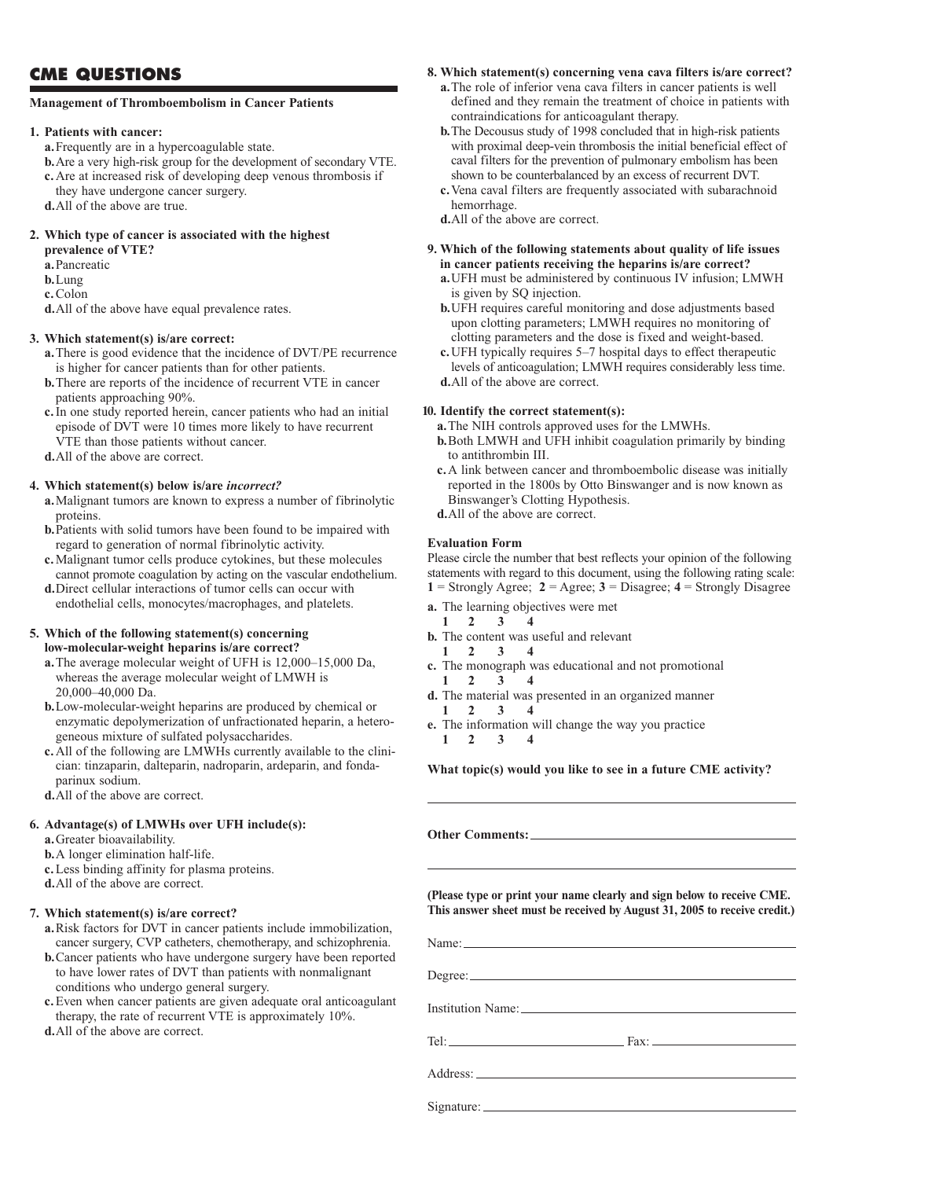## CME QUESTIONS

**Management of Thromboembolism in Cancer Patients**

**1. Patients with cancer:**

**a.** Frequently are in a hypercoagulable state.
**b.** Are a very high-risk group for the development of secondary VTE.
**c.** Are at increased risk of developing deep venous thrombosis if they have undergone cancer surgery.
**d.** All of the above are true.

**2. Which type of cancer is associated with the highest prevalence of VTE?**

**a.** Pancreatic
**b.** Lung
**c.** Colon
**d.** All of the above have equal prevalence rates.

**3. Which statement(s) is/are correct:**

**a.** There is good evidence that the incidence of DVT/PE recurrence is higher for cancer patients than for other patients.
**b.** There are reports of the incidence of recurrent VTE in cancer patients approaching 90%.
**c.** In one study reported herein, cancer patients who had an initial episode of DVT were 10 times more likely to have recurrent VTE than those patients without cancer.
**d.** All of the above are correct.

**4. Which statement(s) below is/are *incorrect?***

**a.** Malignant tumors are known to express a number of fibrinolytic proteins.
**b.** Patients with solid tumors have been found to be impaired with regard to generation of normal fibrinolytic activity.
**c.** Malignant tumor cells produce cytokines, but these molecules cannot promote coagulation by acting on the vascular endothelium.
**d.** Direct cellular interactions of tumor cells can occur with endothelial cells, monocytes/macrophages, and platelets.

**5. Which of the following statement(s) concerning low-molecular-weight heparins is/are correct?**

**a.** The average molecular weight of UFH is 12,000–15,000 Da, whereas the average molecular weight of LMWH is 20,000–40,000 Da.
**b.** Low-molecular-weight heparins are produced by chemical or enzymatic depolymerization of unfractionated heparin, a heterogeneous mixture of sulfated polysaccharides.
**c.** All of the following are LMWHs currently available to the clinician: tinzaparin, dalteparin, nadroparin, ardeparin, and fondaparinux sodium.
**d.** All of the above are correct.

**6. Advantage(s) of LMWHs over UFH include(s):**

**a.** Greater bioavailability.
**b.** A longer elimination half-life.
**c.** Less binding affinity for plasma proteins.
**d.** All of the above are correct.

**7. Which statement(s) is/are correct?**

**a.** Risk factors for DVT in cancer patients include immobilization, cancer surgery, CVP catheters, chemotherapy, and schizophrenia.
**b.** Cancer patients who have undergone surgery have been reported to have lower rates of DVT than patients with nonmalignant conditions who undergo general surgery.
**c.** Even when cancer patients are given adequate oral anticoagulant therapy, the rate of recurrent VTE is approximately 10%.
**d.** All of the above are correct.

**8. Which statement(s) concerning vena cava filters is/are correct?**

**a.** The role of inferior vena cava filters in cancer patients is well defined and they remain the treatment of choice in patients with contraindications for anticoagulant therapy.
**b.** The Decousus study of 1998 concluded that in high-risk patients with proximal deep-vein thrombosis the initial beneficial effect of caval filters for the prevention of pulmonary embolism has been shown to be counterbalanced by an excess of recurrent DVT.
**c.** Vena caval filters are frequently associated with subarachnoid hemorrhage.
**d.** All of the above are correct.

**9. Which of the following statements about quality of life issues in cancer patients receiving the heparins is/are correct?**

**a.** UFH must be administered by continuous IV infusion; LMWH is given by SQ injection.
**b.** UFH requires careful monitoring and dose adjustments based upon clotting parameters; LMWH requires no monitoring of clotting parameters and the dose is fixed and weight-based.
**c.** UFH typically requires 5–7 hospital days to effect therapeutic levels of anticoagulation; LMWH requires considerably less time.
**d.** All of the above are correct.

**10. Identify the correct statement(s):**

**a.** The NIH controls approved uses for the LMWHs.
**b.** Both LMWH and UFH inhibit coagulation primarily by binding to antithrombin III.
**c.** A link between cancer and thromboembolic disease was initially reported in the 1800s by Otto Binswanger and is now known as Binswanger's Clotting Hypothesis.
**d.** All of the above are correct.

### Evaluation Form

Please circle the number that best reflects your opinion of the following statements with regard to this document, using the following rating scale:
**1** = Strongly Agree; **2** = Agree; **3** = Disagree; **4** = Strongly Disagree

**a.** The learning objectives were met
**1 2 3 4**

**b.** The content was useful and relevant
**1 2 3 4**

**c.** The monograph was educational and not promotional
**1 2 3 4**

**d.** The material was presented in an organized manner
**1 2 3 4**

**e.** The information will change the way you practice
**1 2 3 4**

**What topic(s) would you like to see in a future CME activity?**

\_\_\_\_\_\_\_\_\_\_\_\_\_\_\_\_\_\_\_\_\_\_\_\_\_\_\_\_\_\_\_\_\_\_\_\_\_\_\_\_

**Other Comments:** \_\_\_\_\_\_\_\_\_\_\_\_\_\_\_\_\_\_\_\_\_\_\_\_\_\_\_\_\_\_

\_\_\_\_\_\_\_\_\_\_\_\_\_\_\_\_\_\_\_\_\_\_\_\_\_\_\_\_\_\_\_\_\_\_\_\_\_\_\_\_

**(Please type or print your name clearly and sign below to receive CME. This answer sheet must be received by August 31, 2005 to receive credit.)**

Name: \_\_\_\_\_\_\_\_\_\_\_\_\_\_\_\_\_\_\_\_\_\_\_\_\_\_\_\_\_\_\_\_\_\_\_\_

Degree: \_\_\_\_\_\_\_\_\_\_\_\_\_\_\_\_\_\_\_\_\_\_\_\_\_\_\_\_\_\_\_\_\_\_\_

Institution Name: \_\_\_\_\_\_\_\_\_\_\_\_\_\_\_\_\_\_\_\_\_\_\_\_\_\_\_\_

Tel: \_\_\_\_\_\_\_\_\_\_\_\_\_\_\_\_\_\_ Fax: \_\_\_\_\_\_\_\_\_\_\_\_\_\_\_\_\_\_

Address: \_\_\_\_\_\_\_\_\_\_\_\_\_\_\_\_\_\_\_\_\_\_\_\_\_\_\_\_\_\_\_\_\_\_

Signature: \_\_\_\_\_\_\_\_\_\_\_\_\_\_\_\_\_\_\_\_\_\_\_\_\_\_\_\_\_\_\_\_\_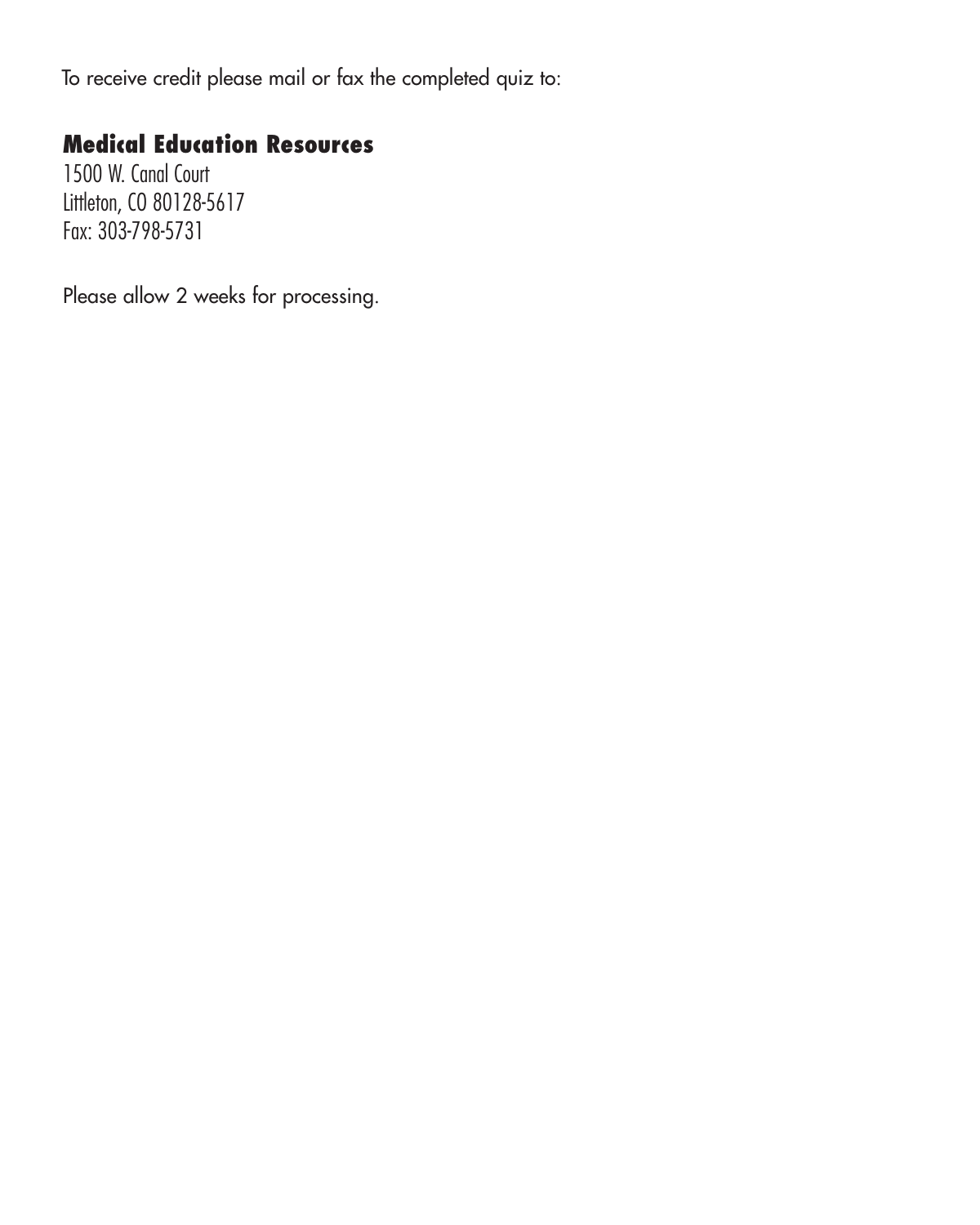To receive credit please mail or fax the completed quiz to:

**Medical Education Resources**
1500 W. Canal Court
Littleton, CO 80128-5617
Fax: 303-798-5731

Please allow 2 weeks for processing.